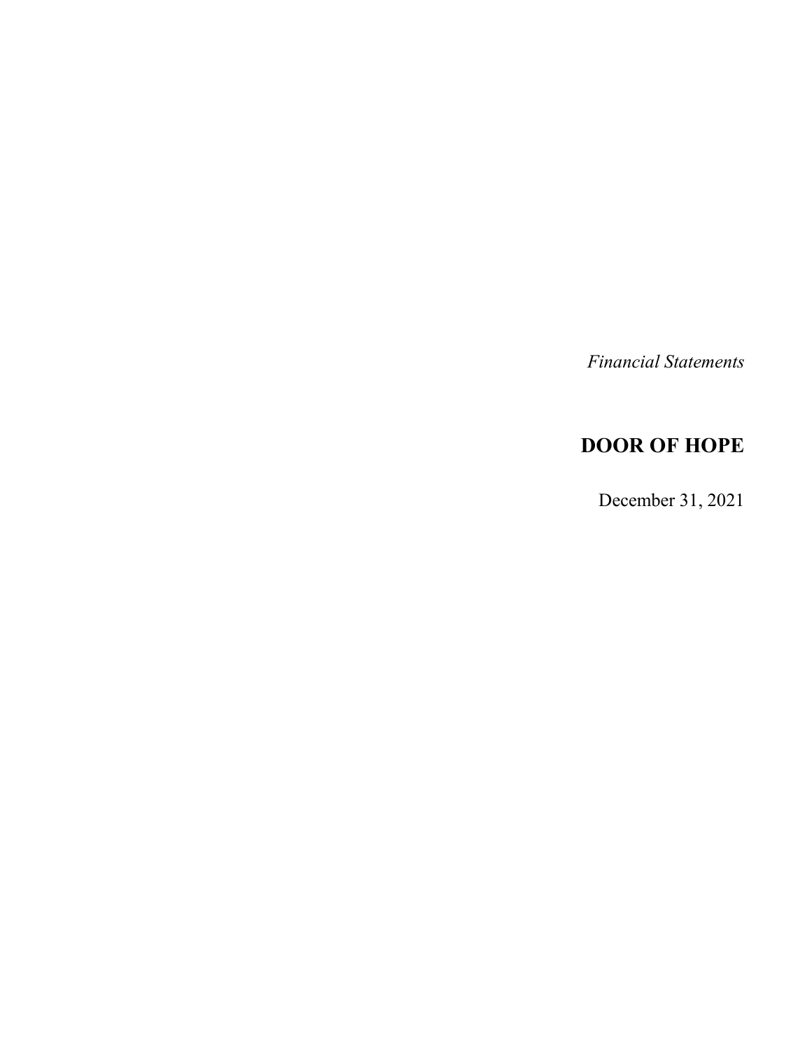*Financial Statements*

# DOOR OF HOPE

December 31, 2021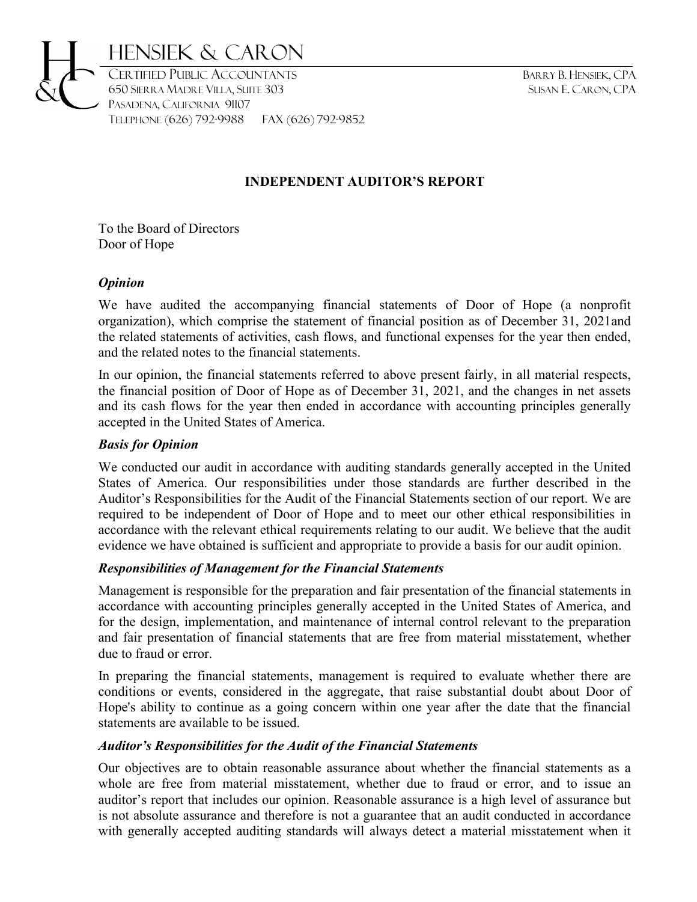# HENSIEK & CARON

CERTIFIED PUBLIC ACCOUNTANTS
650 SIERRA MADRE VILLA, SUITE 303
PASADENA, CALIFORNIA 91107
TELEPHONE (626) 792-9988 FAX (626) 792-9852

BARRY B. HENSIEK, CPA
SUSAN E. CARON, CPA

## INDEPENDENT AUDITOR'S REPORT

To the Board of Directors
Door of Hope

### *Opinion*

We have audited the accompanying financial statements of Door of Hope (a nonprofit organization), which comprise the statement of financial position as of December 31, 2021and the related statements of activities, cash flows, and functional expenses for the year then ended, and the related notes to the financial statements.

In our opinion, the financial statements referred to above present fairly, in all material respects, the financial position of Door of Hope as of December 31, 2021, and the changes in net assets and its cash flows for the year then ended in accordance with accounting principles generally accepted in the United States of America.

### *Basis for Opinion*

We conducted our audit in accordance with auditing standards generally accepted in the United States of America. Our responsibilities under those standards are further described in the Auditor's Responsibilities for the Audit of the Financial Statements section of our report. We are required to be independent of Door of Hope and to meet our other ethical responsibilities in accordance with the relevant ethical requirements relating to our audit. We believe that the audit evidence we have obtained is sufficient and appropriate to provide a basis for our audit opinion.

### *Responsibilities of Management for the Financial Statements*

Management is responsible for the preparation and fair presentation of the financial statements in accordance with accounting principles generally accepted in the United States of America, and for the design, implementation, and maintenance of internal control relevant to the preparation and fair presentation of financial statements that are free from material misstatement, whether due to fraud or error.

In preparing the financial statements, management is required to evaluate whether there are conditions or events, considered in the aggregate, that raise substantial doubt about Door of Hope's ability to continue as a going concern within one year after the date that the financial statements are available to be issued.

### *Auditor's Responsibilities for the Audit of the Financial Statements*

Our objectives are to obtain reasonable assurance about whether the financial statements as a whole are free from material misstatement, whether due to fraud or error, and to issue an auditor's report that includes our opinion. Reasonable assurance is a high level of assurance but is not absolute assurance and therefore is not a guarantee that an audit conducted in accordance with generally accepted auditing standards will always detect a material misstatement when it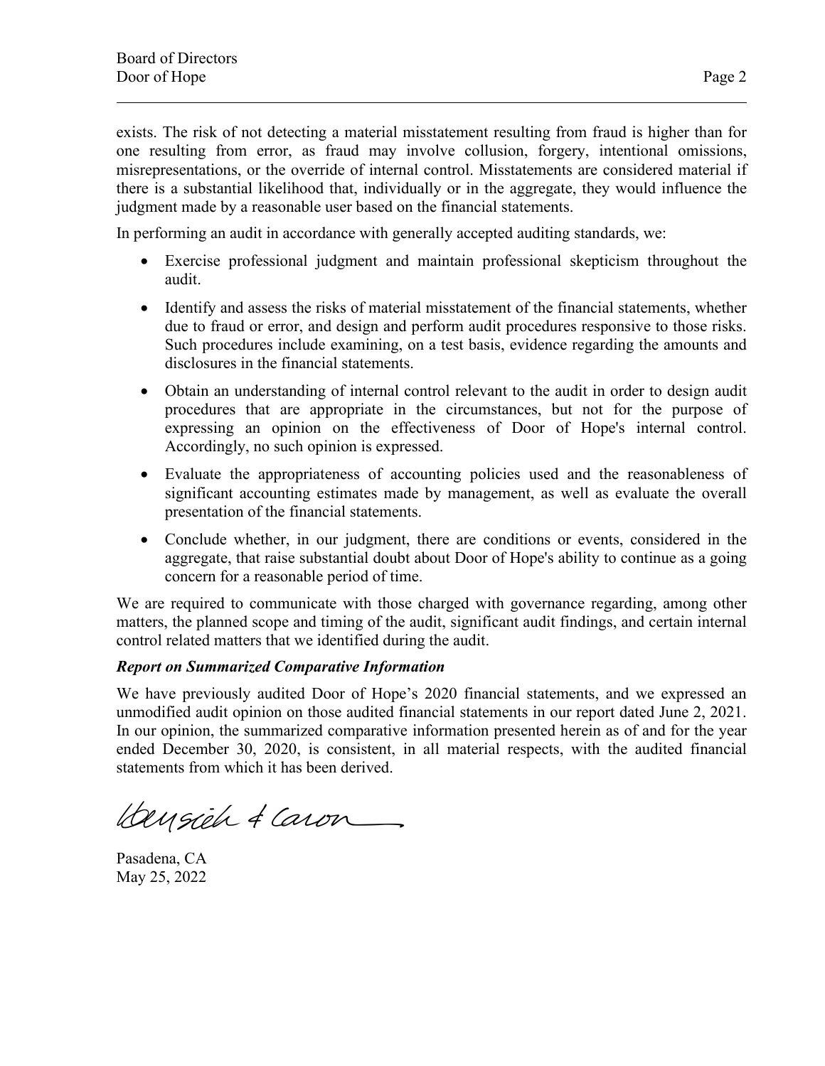exists. The risk of not detecting a material misstatement resulting from fraud is higher than for one resulting from error, as fraud may involve collusion, forgery, intentional omissions, misrepresentations, or the override of internal control. Misstatements are considered material if there is a substantial likelihood that, individually or in the aggregate, they would influence the judgment made by a reasonable user based on the financial statements.

In performing an audit in accordance with generally accepted auditing standards, we:

- Exercise professional judgment and maintain professional skepticism throughout the audit.
- Identify and assess the risks of material misstatement of the financial statements, whether due to fraud or error, and design and perform audit procedures responsive to those risks. Such procedures include examining, on a test basis, evidence regarding the amounts and disclosures in the financial statements.
- Obtain an understanding of internal control relevant to the audit in order to design audit procedures that are appropriate in the circumstances, but not for the purpose of expressing an opinion on the effectiveness of Door of Hope's internal control. Accordingly, no such opinion is expressed.
- Evaluate the appropriateness of accounting policies used and the reasonableness of significant accounting estimates made by management, as well as evaluate the overall presentation of the financial statements.
- Conclude whether, in our judgment, there are conditions or events, considered in the aggregate, that raise substantial doubt about Door of Hope's ability to continue as a going concern for a reasonable period of time.

We are required to communicate with those charged with governance regarding, among other matters, the planned scope and timing of the audit, significant audit findings, and certain internal control related matters that we identified during the audit.

***Report on Summarized Comparative Information***

We have previously audited Door of Hope's 2020 financial statements, and we expressed an unmodified audit opinion on those audited financial statements in our report dated June 2, 2021. In our opinion, the summarized comparative information presented herein as of and for the year ended December 30, 2020, is consistent, in all material respects, with the audited financial statements from which it has been derived.

Vasquez & Caron

Pasadena, CA
May 25, 2022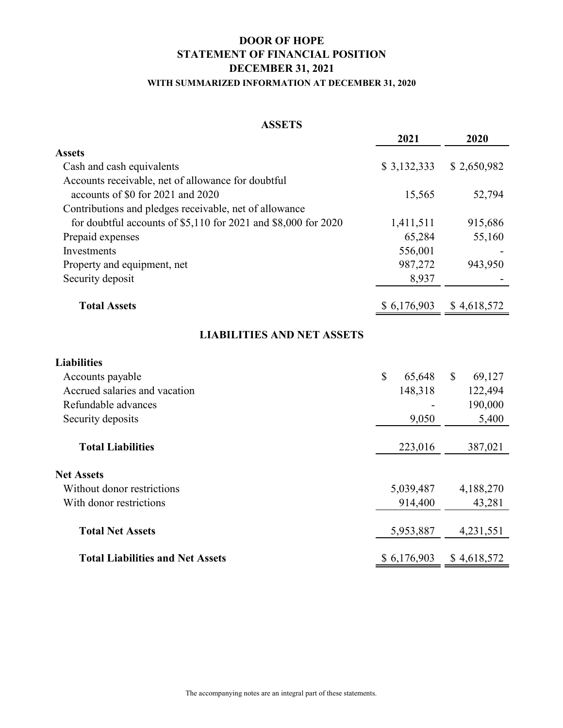# DOOR OF HOPE
## STATEMENT OF FINANCIAL POSITION
## DECEMBER 31, 2021
### WITH SUMMARIZED INFORMATION AT DECEMBER 31, 2020

## ASSETS

| | 2021 | 2020 |
|---|---|---|
| **Assets** | | |
| Cash and cash equivalents | $ 3,132,333 | $ 2,650,982 |
| Accounts receivable, net of allowance for doubtful accounts of $0 for 2021 and 2020 | 15,565 | 52,794 |
| Contributions and pledges receivable, net of allowance for doubtful accounts of $5,110 for 2021 and $8,000 for 2020 | 1,411,511 | 915,686 |
| Prepaid expenses | 65,284 | 55,160 |
| Investments | 556,001 | - |
| Property and equipment, net | 987,272 | 943,950 |
| Security deposit | 8,937 | - |
| **Total Assets** | $ 6,176,903 | $ 4,618,572 |

## LIABILITIES AND NET ASSETS

| | 2021 | 2020 |
|---|---|---|
| **Liabilities** | | |
| Accounts payable | $ 65,648 | $ 69,127 |
| Accrued salaries and vacation | 148,318 | 122,494 |
| Refundable advances | - | 190,000 |
| Security deposits | 9,050 | 5,400 |
| **Total Liabilities** | 223,016 | 387,021 |
| **Net Assets** | | |
| Without donor restrictions | 5,039,487 | 4,188,270 |
| With donor restrictions | 914,400 | 43,281 |
| **Total Net Assets** | 5,953,887 | 4,231,551 |
| **Total Liabilities and Net Assets** | $ 6,176,903 | $ 4,618,572 |

The accompanying notes are an integral part of these statements.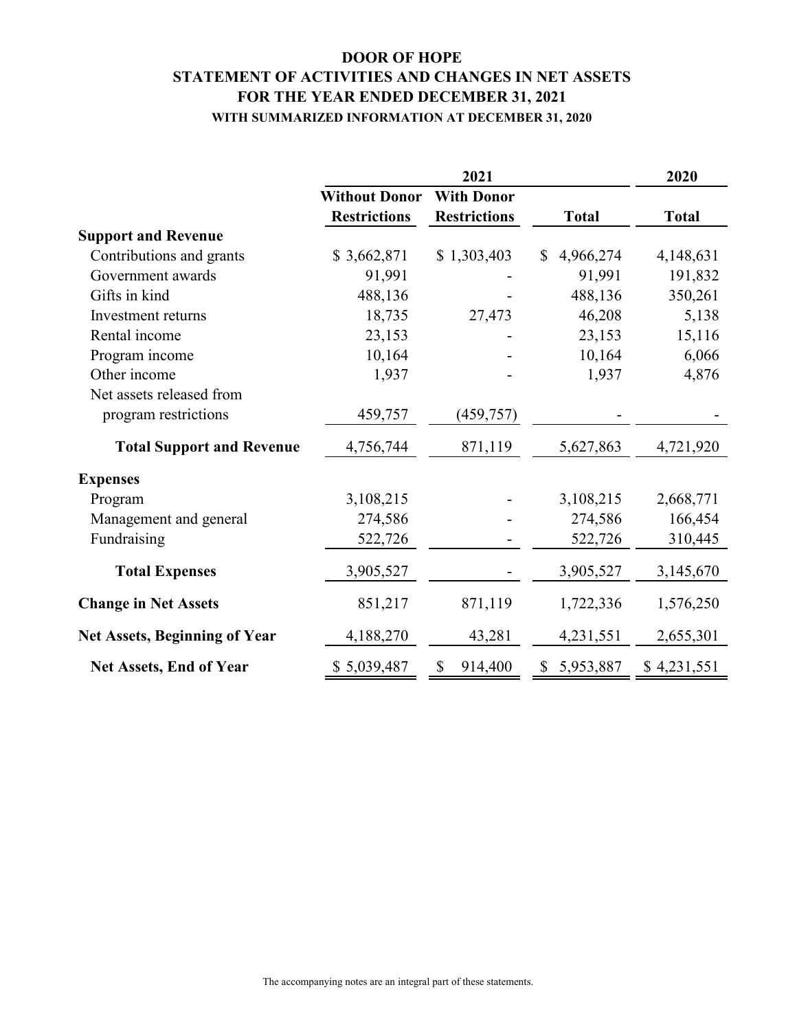# DOOR OF HOPE
## STATEMENT OF ACTIVITIES AND CHANGES IN NET ASSETS
## FOR THE YEAR ENDED DECEMBER 31, 2021
### WITH SUMMARIZED INFORMATION AT DECEMBER 31, 2020

| | 2021 | | | 2020 |
|---|---|---|---|---|
| | **Without Donor Restrictions** | **With Donor Restrictions** | **Total** | **Total** |
| **Support and Revenue** | | | | |
| Contributions and grants | $ 3,662,871 | $ 1,303,403 | $ 4,966,274 | 4,148,631 |
| Government awards | 91,991 | - | 91,991 | 191,832 |
| Gifts in kind | 488,136 | - | 488,136 | 350,261 |
| Investment returns | 18,735 | 27,473 | 46,208 | 5,138 |
| Rental income | 23,153 | - | 23,153 | 15,116 |
| Program income | 10,164 | - | 10,164 | 6,066 |
| Other income | 1,937 | - | 1,937 | 4,876 |
| Net assets released from program restrictions | 459,757 | (459,757) | - | - |
| **Total Support and Revenue** | 4,756,744 | 871,119 | 5,627,863 | 4,721,920 |
| **Expenses** | | | | |
| Program | 3,108,215 | - | 3,108,215 | 2,668,771 |
| Management and general | 274,586 | - | 274,586 | 166,454 |
| Fundraising | 522,726 | - | 522,726 | 310,445 |
| **Total Expenses** | 3,905,527 | - | 3,905,527 | 3,145,670 |
| **Change in Net Assets** | 851,217 | 871,119 | 1,722,336 | 1,576,250 |
| **Net Assets, Beginning of Year** | 4,188,270 | 43,281 | 4,231,551 | 2,655,301 |
| **Net Assets, End of Year** | $ 5,039,487 | $ 914,400 | $ 5,953,887 | $ 4,231,551 |

The accompanying notes are an integral part of these statements.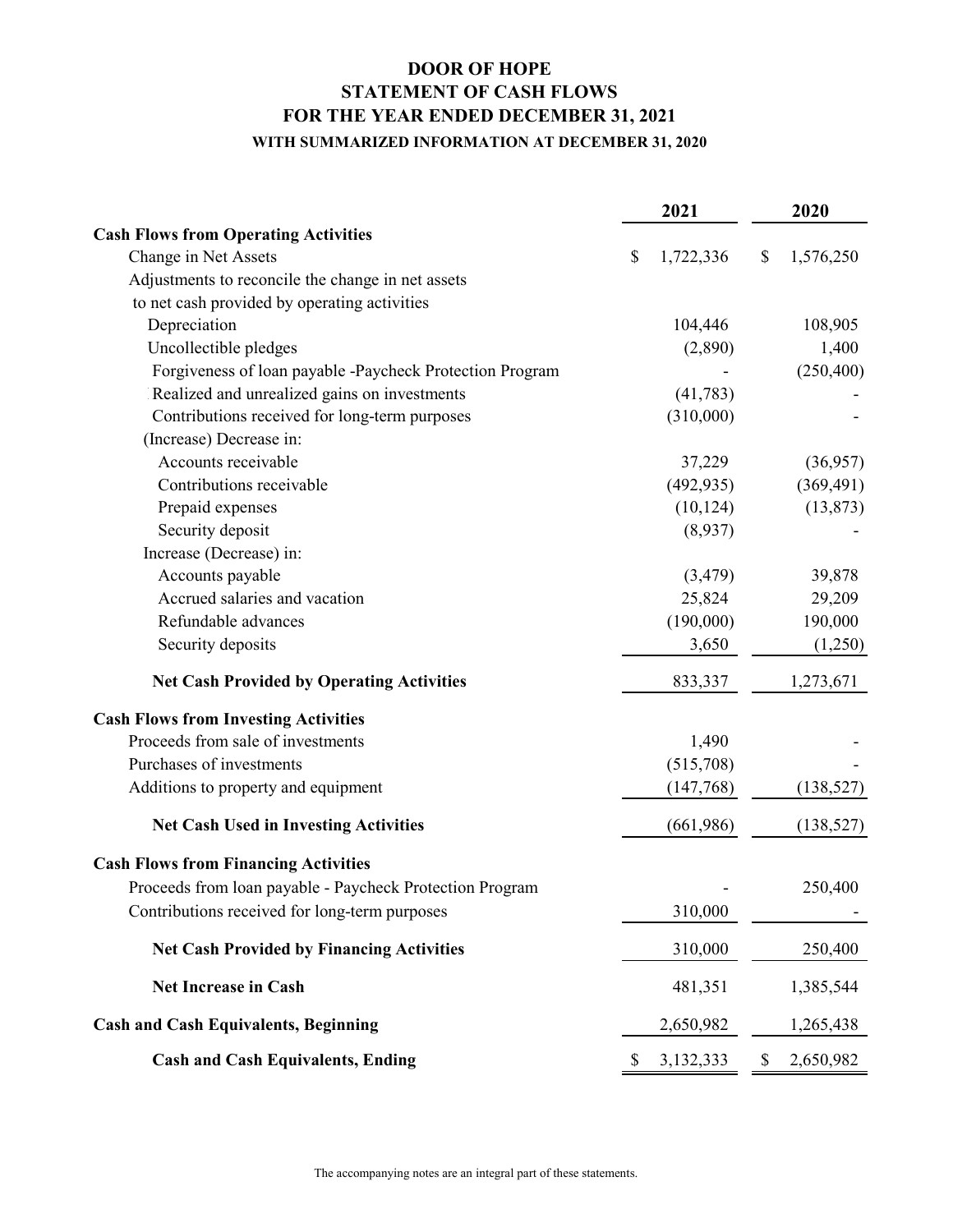# DOOR OF HOPE
## STATEMENT OF CASH FLOWS
## FOR THE YEAR ENDED DECEMBER 31, 2021
### WITH SUMMARIZED INFORMATION AT DECEMBER 31, 2020

| | 2021 | 2020 |
|---|---|---|
| **Cash Flows from Operating Activities** | | |
| Change in Net Assets | $ 1,722,336 | $ 1,576,250 |
| Adjustments to reconcile the change in net assets to net cash provided by operating activities | | |
| Depreciation | 104,446 | 108,905 |
| Uncollectible pledges | (2,890) | 1,400 |
| Forgiveness of loan payable -Paycheck Protection Program | - | (250,400) |
| Realized and unrealized gains on investments | (41,783) | - |
| Contributions received for long-term purposes | (310,000) | - |
| (Increase) Decrease in: | | |
| Accounts receivable | 37,229 | (36,957) |
| Contributions receivable | (492,935) | (369,491) |
| Prepaid expenses | (10,124) | (13,873) |
| Security deposit | (8,937) | - |
| Increase (Decrease) in: | | |
| Accounts payable | (3,479) | 39,878 |
| Accrued salaries and vacation | 25,824 | 29,209 |
| Refundable advances | (190,000) | 190,000 |
| Security deposits | 3,650 | (1,250) |
| **Net Cash Provided by Operating Activities** | 833,337 | 1,273,671 |
| **Cash Flows from Investing Activities** | | |
| Proceeds from sale of investments | 1,490 | - |
| Purchases of investments | (515,708) | - |
| Additions to property and equipment | (147,768) | (138,527) |
| **Net Cash Used in Investing Activities** | (661,986) | (138,527) |
| **Cash Flows from Financing Activities** | | |
| Proceeds from loan payable - Paycheck Protection Program | - | 250,400 |
| Contributions received for long-term purposes | 310,000 | - |
| **Net Cash Provided by Financing Activities** | 310,000 | 250,400 |
| **Net Increase in Cash** | 481,351 | 1,385,544 |
| **Cash and Cash Equivalents, Beginning** | 2,650,982 | 1,265,438 |
| **Cash and Cash Equivalents, Ending** | $ 3,132,333 | $ 2,650,982 |

The accompanying notes are an integral part of these statements.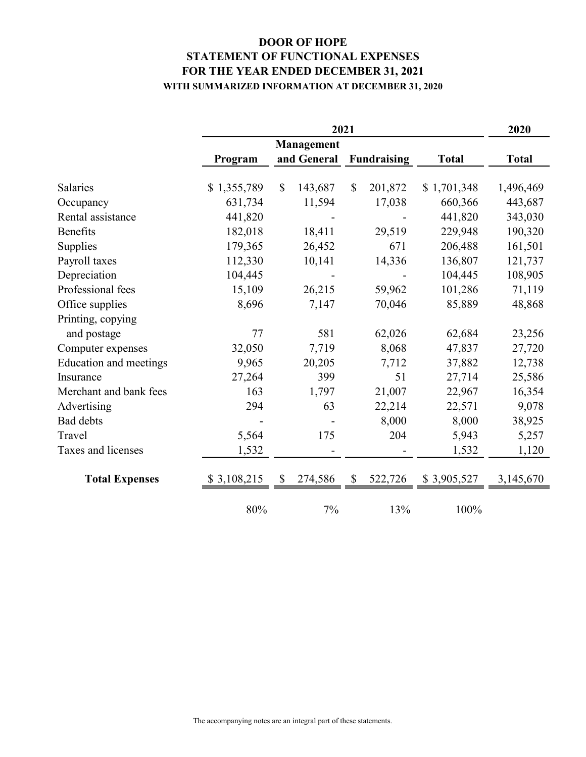# DOOR OF HOPE
## STATEMENT OF FUNCTIONAL EXPENSES
## FOR THE YEAR ENDED DECEMBER 31, 2021
### WITH SUMMARIZED INFORMATION AT DECEMBER 31, 2020

| | 2021 | | | | 2020 |
|---|---|---|---|---|---|
| | Program | Management and General | Fundraising | Total | Total |
| Salaries | $ 1,355,789 | $ 143,687 | $ 201,872 | $ 1,701,348 | 1,496,469 |
| Occupancy | 631,734 | 11,594 | 17,038 | 660,366 | 443,687 |
| Rental assistance | 441,820 | - | - | 441,820 | 343,030 |
| Benefits | 182,018 | 18,411 | 29,519 | 229,948 | 190,320 |
| Supplies | 179,365 | 26,452 | 671 | 206,488 | 161,501 |
| Payroll taxes | 112,330 | 10,141 | 14,336 | 136,807 | 121,737 |
| Depreciation | 104,445 | - | - | 104,445 | 108,905 |
| Professional fees | 15,109 | 26,215 | 59,962 | 101,286 | 71,119 |
| Office supplies | 8,696 | 7,147 | 70,046 | 85,889 | 48,868 |
| Printing, copying and postage | 77 | 581 | 62,026 | 62,684 | 23,256 |
| Computer expenses | 32,050 | 7,719 | 8,068 | 47,837 | 27,720 |
| Education and meetings | 9,965 | 20,205 | 7,712 | 37,882 | 12,738 |
| Insurance | 27,264 | 399 | 51 | 27,714 | 25,586 |
| Merchant and bank fees | 163 | 1,797 | 21,007 | 22,967 | 16,354 |
| Advertising | 294 | 63 | 22,214 | 22,571 | 9,078 |
| Bad debts | - | - | 8,000 | 8,000 | 38,925 |
| Travel | 5,564 | 175 | 204 | 5,943 | 5,257 |
| Taxes and licenses | 1,532 | - | - | 1,532 | 1,120 |
| **Total Expenses** | $ 3,108,215 | $ 274,586 | $ 522,726 | $ 3,905,527 | 3,145,670 |
| | 80% | 7% | 13% | 100% | |

The accompanying notes are an integral part of these statements.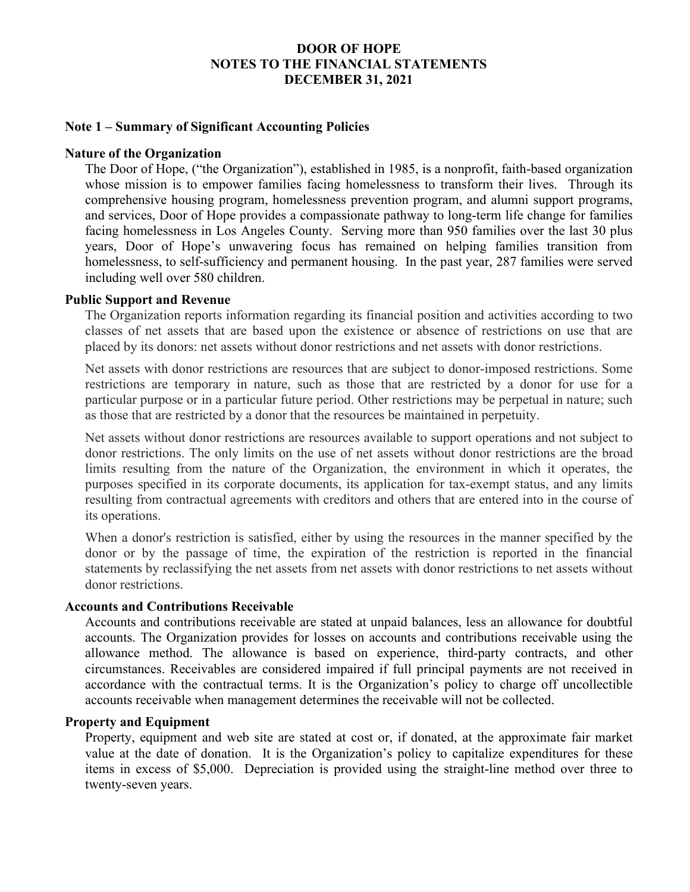# DOOR OF HOPE
# NOTES TO THE FINANCIAL STATEMENTS
# DECEMBER 31, 2021

## Note 1 – Summary of Significant Accounting Policies

### Nature of the Organization

The Door of Hope, ("the Organization"), established in 1985, is a nonprofit, faith-based organization whose mission is to empower families facing homelessness to transform their lives. Through its comprehensive housing program, homelessness prevention program, and alumni support programs, and services, Door of Hope provides a compassionate pathway to long-term life change for families facing homelessness in Los Angeles County. Serving more than 950 families over the last 30 plus years, Door of Hope's unwavering focus has remained on helping families transition from homelessness, to self-sufficiency and permanent housing. In the past year, 287 families were served including well over 580 children.

### Public Support and Revenue

The Organization reports information regarding its financial position and activities according to two classes of net assets that are based upon the existence or absence of restrictions on use that are placed by its donors: net assets without donor restrictions and net assets with donor restrictions.

Net assets with donor restrictions are resources that are subject to donor-imposed restrictions. Some restrictions are temporary in nature, such as those that are restricted by a donor for use for a particular purpose or in a particular future period. Other restrictions may be perpetual in nature; such as those that are restricted by a donor that the resources be maintained in perpetuity.

Net assets without donor restrictions are resources available to support operations and not subject to donor restrictions. The only limits on the use of net assets without donor restrictions are the broad limits resulting from the nature of the Organization, the environment in which it operates, the purposes specified in its corporate documents, its application for tax-exempt status, and any limits resulting from contractual agreements with creditors and others that are entered into in the course of its operations.

When a donor's restriction is satisfied, either by using the resources in the manner specified by the donor or by the passage of time, the expiration of the restriction is reported in the financial statements by reclassifying the net assets from net assets with donor restrictions to net assets without donor restrictions.

### Accounts and Contributions Receivable

Accounts and contributions receivable are stated at unpaid balances, less an allowance for doubtful accounts. The Organization provides for losses on accounts and contributions receivable using the allowance method. The allowance is based on experience, third-party contracts, and other circumstances. Receivables are considered impaired if full principal payments are not received in accordance with the contractual terms. It is the Organization's policy to charge off uncollectible accounts receivable when management determines the receivable will not be collected.

### Property and Equipment

Property, equipment and web site are stated at cost or, if donated, at the approximate fair market value at the date of donation. It is the Organization's policy to capitalize expenditures for these items in excess of $5,000. Depreciation is provided using the straight-line method over three to twenty-seven years.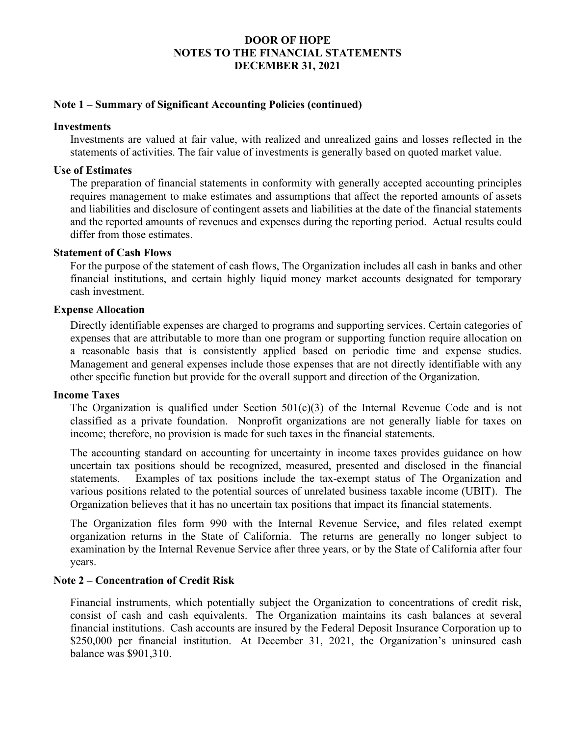# DOOR OF HOPE
# NOTES TO THE FINANCIAL STATEMENTS
# DECEMBER 31, 2021

## Note 1 – Summary of Significant Accounting Policies (continued)

### Investments

Investments are valued at fair value, with realized and unrealized gains and losses reflected in the statements of activities. The fair value of investments is generally based on quoted market value.

### Use of Estimates

The preparation of financial statements in conformity with generally accepted accounting principles requires management to make estimates and assumptions that affect the reported amounts of assets and liabilities and disclosure of contingent assets and liabilities at the date of the financial statements and the reported amounts of revenues and expenses during the reporting period. Actual results could differ from those estimates.

### Statement of Cash Flows

For the purpose of the statement of cash flows, The Organization includes all cash in banks and other financial institutions, and certain highly liquid money market accounts designated for temporary cash investment.

### Expense Allocation

Directly identifiable expenses are charged to programs and supporting services. Certain categories of expenses that are attributable to more than one program or supporting function require allocation on a reasonable basis that is consistently applied based on periodic time and expense studies. Management and general expenses include those expenses that are not directly identifiable with any other specific function but provide for the overall support and direction of the Organization.

### Income Taxes

The Organization is qualified under Section 501(c)(3) of the Internal Revenue Code and is not classified as a private foundation. Nonprofit organizations are not generally liable for taxes on income; therefore, no provision is made for such taxes in the financial statements.

The accounting standard on accounting for uncertainty in income taxes provides guidance on how uncertain tax positions should be recognized, measured, presented and disclosed in the financial statements. Examples of tax positions include the tax-exempt status of The Organization and various positions related to the potential sources of unrelated business taxable income (UBIT). The Organization believes that it has no uncertain tax positions that impact its financial statements.

The Organization files form 990 with the Internal Revenue Service, and files related exempt organization returns in the State of California. The returns are generally no longer subject to examination by the Internal Revenue Service after three years, or by the State of California after four years.

## Note 2 – Concentration of Credit Risk

Financial instruments, which potentially subject the Organization to concentrations of credit risk, consist of cash and cash equivalents. The Organization maintains its cash balances at several financial institutions. Cash accounts are insured by the Federal Deposit Insurance Corporation up to $250,000 per financial institution. At December 31, 2021, the Organization's uninsured cash balance was $901,310.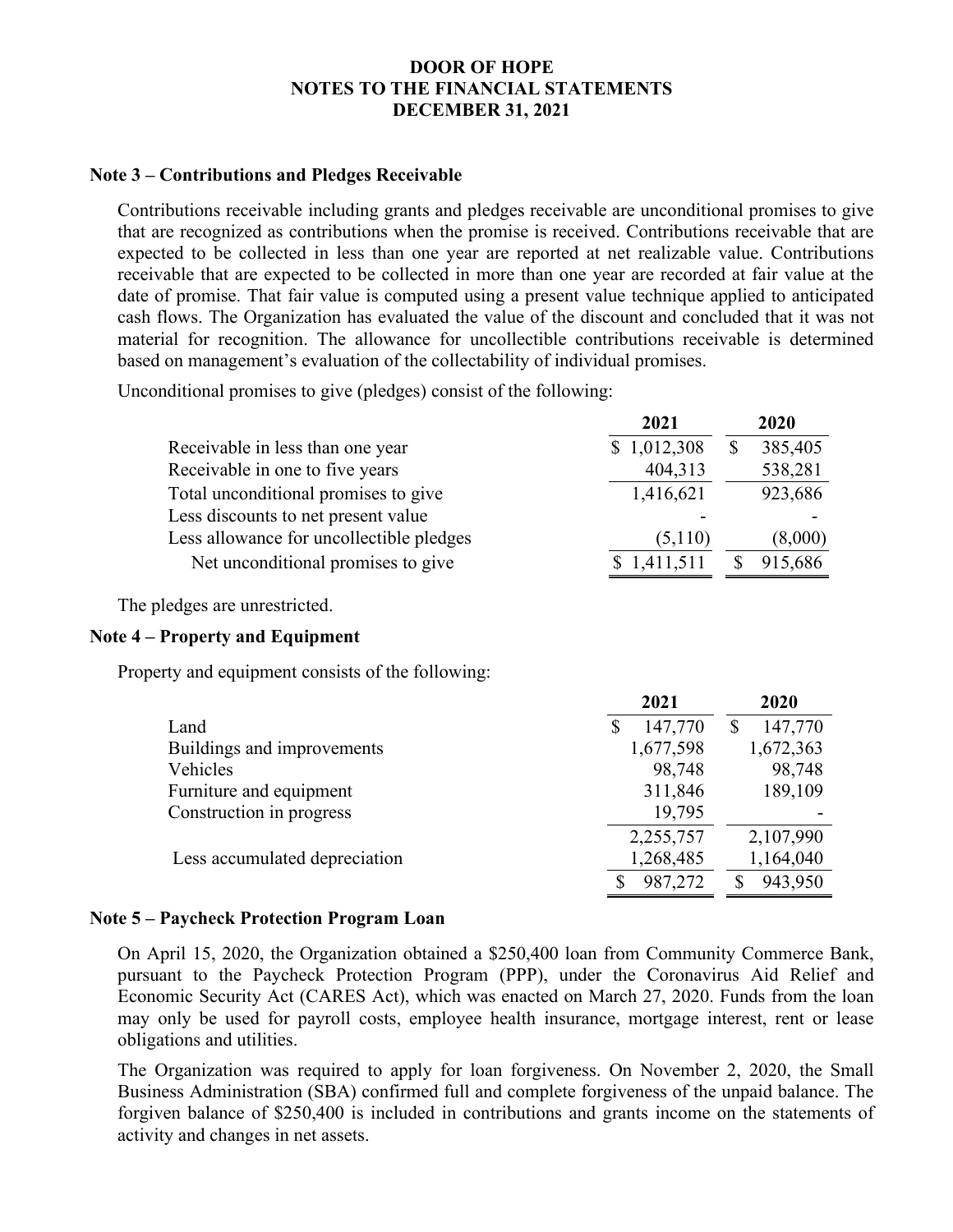# DOOR OF HOPE
## NOTES TO THE FINANCIAL STATEMENTS
## DECEMBER 31, 2021

### Note 3 – Contributions and Pledges Receivable

Contributions receivable including grants and pledges receivable are unconditional promises to give that are recognized as contributions when the promise is received. Contributions receivable that are expected to be collected in less than one year are reported at net realizable value. Contributions receivable that are expected to be collected in more than one year are recorded at fair value at the date of promise. That fair value is computed using a present value technique applied to anticipated cash flows. The Organization has evaluated the value of the discount and concluded that it was not material for recognition. The allowance for uncollectible contributions receivable is determined based on management's evaluation of the collectability of individual promises.

Unconditional promises to give (pledges) consist of the following:

| | 2021 | 2020 |
|---|---|---|
| Receivable in less than one year | $ 1,012,308 | $ 385,405 |
| Receivable in one to five years | 404,313 | 538,281 |
| Total unconditional promises to give | 1,416,621 | 923,686 |
| Less discounts to net present value | - | - |
| Less allowance for uncollectible pledges | (5,110) | (8,000) |
| Net unconditional promises to give | $ 1,411,511 | $ 915,686 |

The pledges are unrestricted.

### Note 4 – Property and Equipment

Property and equipment consists of the following:

| | 2021 | 2020 |
|---|---|---|
| Land | $ 147,770 | $ 147,770 |
| Buildings and improvements | 1,677,598 | 1,672,363 |
| Vehicles | 98,748 | 98,748 |
| Furniture and equipment | 311,846 | 189,109 |
| Construction in progress | 19,795 | - |
| | 2,255,757 | 2,107,990 |
| Less accumulated depreciation | 1,268,485 | 1,164,040 |
| | $ 987,272 | $ 943,950 |

### Note 5 – Paycheck Protection Program Loan

On April 15, 2020, the Organization obtained a $250,400 loan from Community Commerce Bank, pursuant to the Paycheck Protection Program (PPP), under the Coronavirus Aid Relief and Economic Security Act (CARES Act), which was enacted on March 27, 2020. Funds from the loan may only be used for payroll costs, employee health insurance, mortgage interest, rent or lease obligations and utilities.

The Organization was required to apply for loan forgiveness. On November 2, 2020, the Small Business Administration (SBA) confirmed full and complete forgiveness of the unpaid balance. The forgiven balance of $250,400 is included in contributions and grants income on the statements of activity and changes in net assets.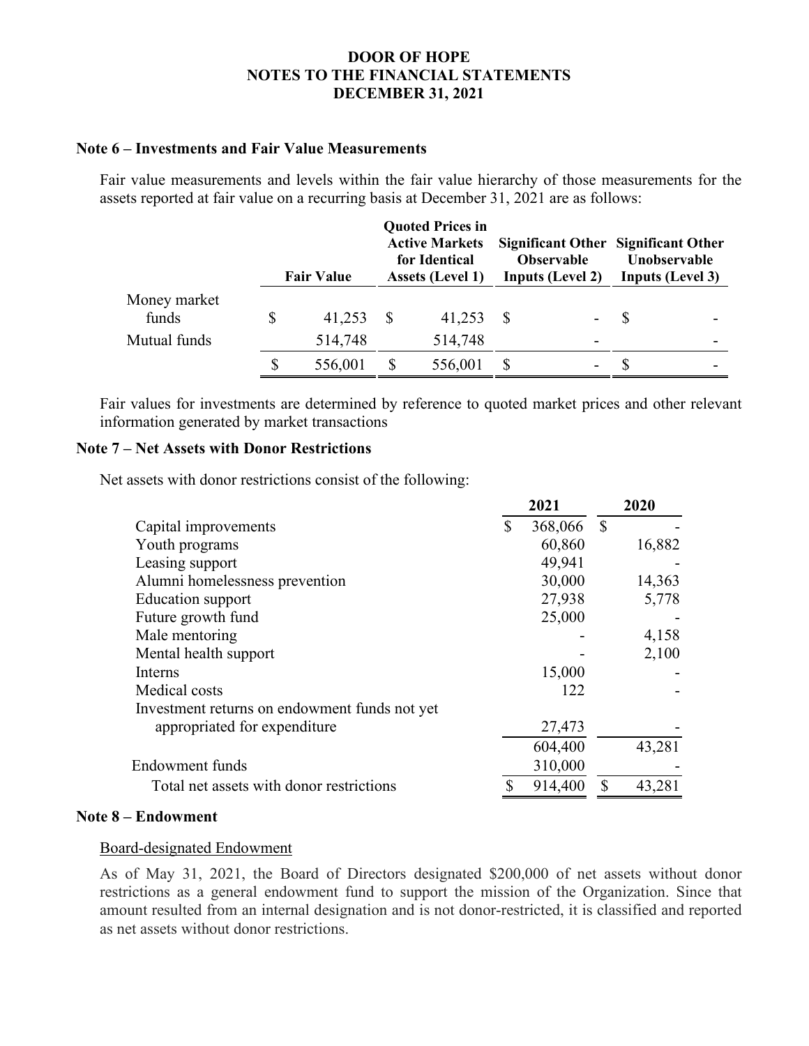# DOOR OF HOPE
# NOTES TO THE FINANCIAL STATEMENTS
# DECEMBER 31, 2021

## Note 6 – Investments and Fair Value Measurements

Fair value measurements and levels within the fair value hierarchy of those measurements for the assets reported at fair value on a recurring basis at December 31, 2021 are as follows:

| | Fair Value | Quoted Prices in Active Markets for Identical Assets (Level 1) | Significant Other Observable Inputs (Level 2) | Significant Other Unobservable Inputs (Level 3) |
|---|---|---|---|---|
| Money market funds | $ 41,253 | $ 41,253 | $ - | $ - |
| Mutual funds | 514,748 | 514,748 | - | - |
| | $ 556,001 | $ 556,001 | $ - | $ - |

Fair values for investments are determined by reference to quoted market prices and other relevant information generated by market transactions

## Note 7 – Net Assets with Donor Restrictions

Net assets with donor restrictions consist of the following:

| | 2021 | 2020 |
|---|---|---|
| Capital improvements | $ 368,066 | $ - |
| Youth programs | 60,860 | 16,882 |
| Leasing support | 49,941 | - |
| Alumni homelessness prevention | 30,000 | 14,363 |
| Education support | 27,938 | 5,778 |
| Future growth fund | 25,000 | - |
| Male mentoring | - | 4,158 |
| Mental health support | - | 2,100 |
| Interns | 15,000 | - |
| Medical costs | 122 | - |
| Investment returns on endowment funds not yet appropriated for expenditure | 27,473 | - |
| | 604,400 | 43,281 |
| Endowment funds | 310,000 | - |
| Total net assets with donor restrictions | $ 914,400 | $ 43,281 |

## Note 8 – Endowment

Board-designated Endowment

As of May 31, 2021, the Board of Directors designated $200,000 of net assets without donor restrictions as a general endowment fund to support the mission of the Organization. Since that amount resulted from an internal designation and is not donor-restricted, it is classified and reported as net assets without donor restrictions.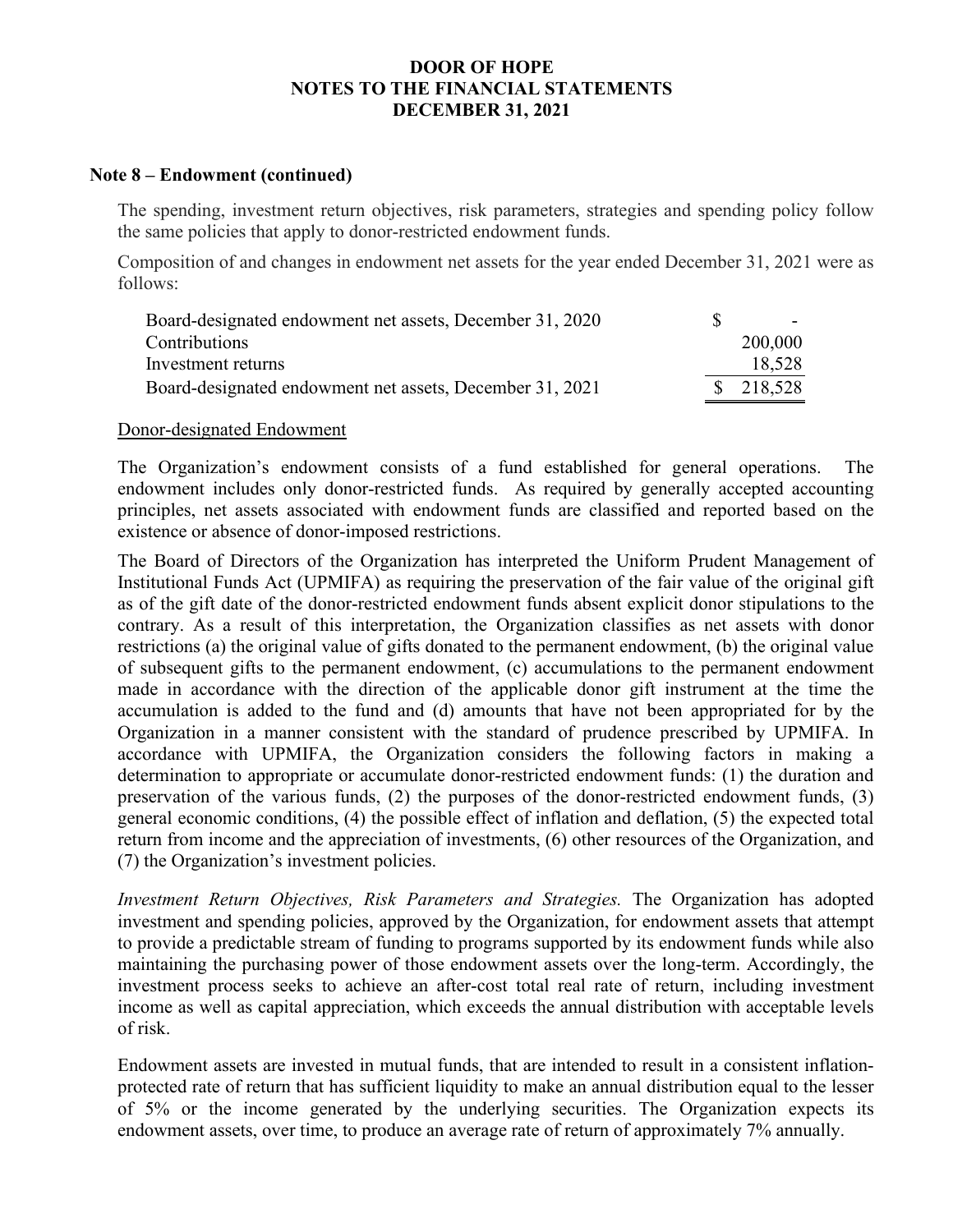**DOOR OF HOPE**
**NOTES TO THE FINANCIAL STATEMENTS**
**DECEMBER 31, 2021**

**Note 8 – Endowment (continued)**

The spending, investment return objectives, risk parameters, strategies and spending policy follow the same policies that apply to donor-restricted endowment funds.

Composition of and changes in endowment net assets for the year ended December 31, 2021 were as follows:

| | |
|---|---|
| Board-designated endowment net assets, December 31, 2020 | $ - |
| Contributions | 200,000 |
| Investment returns | 18,528 |
| Board-designated endowment net assets, December 31, 2021 | $ 218,528 |

Donor-designated Endowment

The Organization's endowment consists of a fund established for general operations. The endowment includes only donor-restricted funds. As required by generally accepted accounting principles, net assets associated with endowment funds are classified and reported based on the existence or absence of donor-imposed restrictions.

The Board of Directors of the Organization has interpreted the Uniform Prudent Management of Institutional Funds Act (UPMIFA) as requiring the preservation of the fair value of the original gift as of the gift date of the donor-restricted endowment funds absent explicit donor stipulations to the contrary. As a result of this interpretation, the Organization classifies as net assets with donor restrictions (a) the original value of gifts donated to the permanent endowment, (b) the original value of subsequent gifts to the permanent endowment, (c) accumulations to the permanent endowment made in accordance with the direction of the applicable donor gift instrument at the time the accumulation is added to the fund and (d) amounts that have not been appropriated for by the Organization in a manner consistent with the standard of prudence prescribed by UPMIFA. In accordance with UPMIFA, the Organization considers the following factors in making a determination to appropriate or accumulate donor-restricted endowment funds: (1) the duration and preservation of the various funds, (2) the purposes of the donor-restricted endowment funds, (3) general economic conditions, (4) the possible effect of inflation and deflation, (5) the expected total return from income and the appreciation of investments, (6) other resources of the Organization, and (7) the Organization's investment policies.

*Investment Return Objectives, Risk Parameters and Strategies.* The Organization has adopted investment and spending policies, approved by the Organization, for endowment assets that attempt to provide a predictable stream of funding to programs supported by its endowment funds while also maintaining the purchasing power of those endowment assets over the long-term. Accordingly, the investment process seeks to achieve an after-cost total real rate of return, including investment income as well as capital appreciation, which exceeds the annual distribution with acceptable levels of risk.

Endowment assets are invested in mutual funds, that are intended to result in a consistent inflation-protected rate of return that has sufficient liquidity to make an annual distribution equal to the lesser of 5% or the income generated by the underlying securities. The Organization expects its endowment assets, over time, to produce an average rate of return of approximately 7% annually.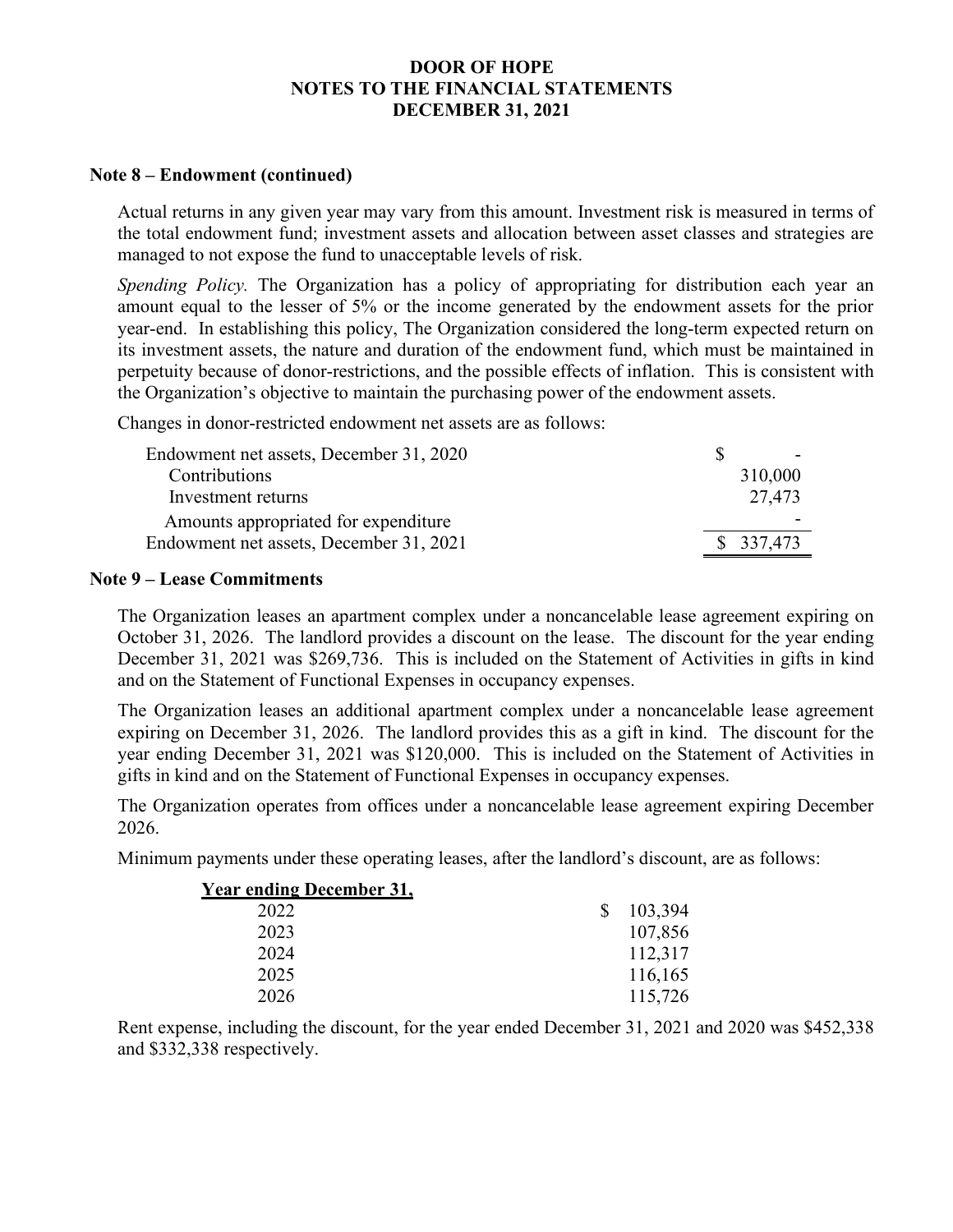# DOOR OF HOPE
## NOTES TO THE FINANCIAL STATEMENTS
## DECEMBER 31, 2021

### Note 8 – Endowment (continued)

Actual returns in any given year may vary from this amount. Investment risk is measured in terms of the total endowment fund; investment assets and allocation between asset classes and strategies are managed to not expose the fund to unacceptable levels of risk.

*Spending Policy.* The Organization has a policy of appropriating for distribution each year an amount equal to the lesser of 5% or the income generated by the endowment assets for the prior year-end. In establishing this policy, The Organization considered the long-term expected return on its investment assets, the nature and duration of the endowment fund, which must be maintained in perpetuity because of donor-restrictions, and the possible effects of inflation. This is consistent with the Organization's objective to maintain the purchasing power of the endowment assets.

Changes in donor-restricted endowment net assets are as follows:

| | |
|---|---|
| Endowment net assets, December 31, 2020 | $ - |
| Contributions | 310,000 |
| Investment returns | 27,473 |
| Amounts appropriated for expenditure | - |
| Endowment net assets, December 31, 2021 | $ 337,473 |

### Note 9 – Lease Commitments

The Organization leases an apartment complex under a noncancelable lease agreement expiring on October 31, 2026. The landlord provides a discount on the lease. The discount for the year ending December 31, 2021 was $269,736. This is included on the Statement of Activities in gifts in kind and on the Statement of Functional Expenses in occupancy expenses.

The Organization leases an additional apartment complex under a noncancelable lease agreement expiring on December 31, 2026. The landlord provides this as a gift in kind. The discount for the year ending December 31, 2021 was $120,000. This is included on the Statement of Activities in gifts in kind and on the Statement of Functional Expenses in occupancy expenses.

The Organization operates from offices under a noncancelable lease agreement expiring December 2026.

Minimum payments under these operating leases, after the landlord's discount, are as follows:

| Year ending December 31, | |
|---|---|
| 2022 | $ 103,394 |
| 2023 | 107,856 |
| 2024 | 112,317 |
| 2025 | 116,165 |
| 2026 | 115,726 |

Rent expense, including the discount, for the year ended December 31, 2021 and 2020 was $452,338 and $332,338 respectively.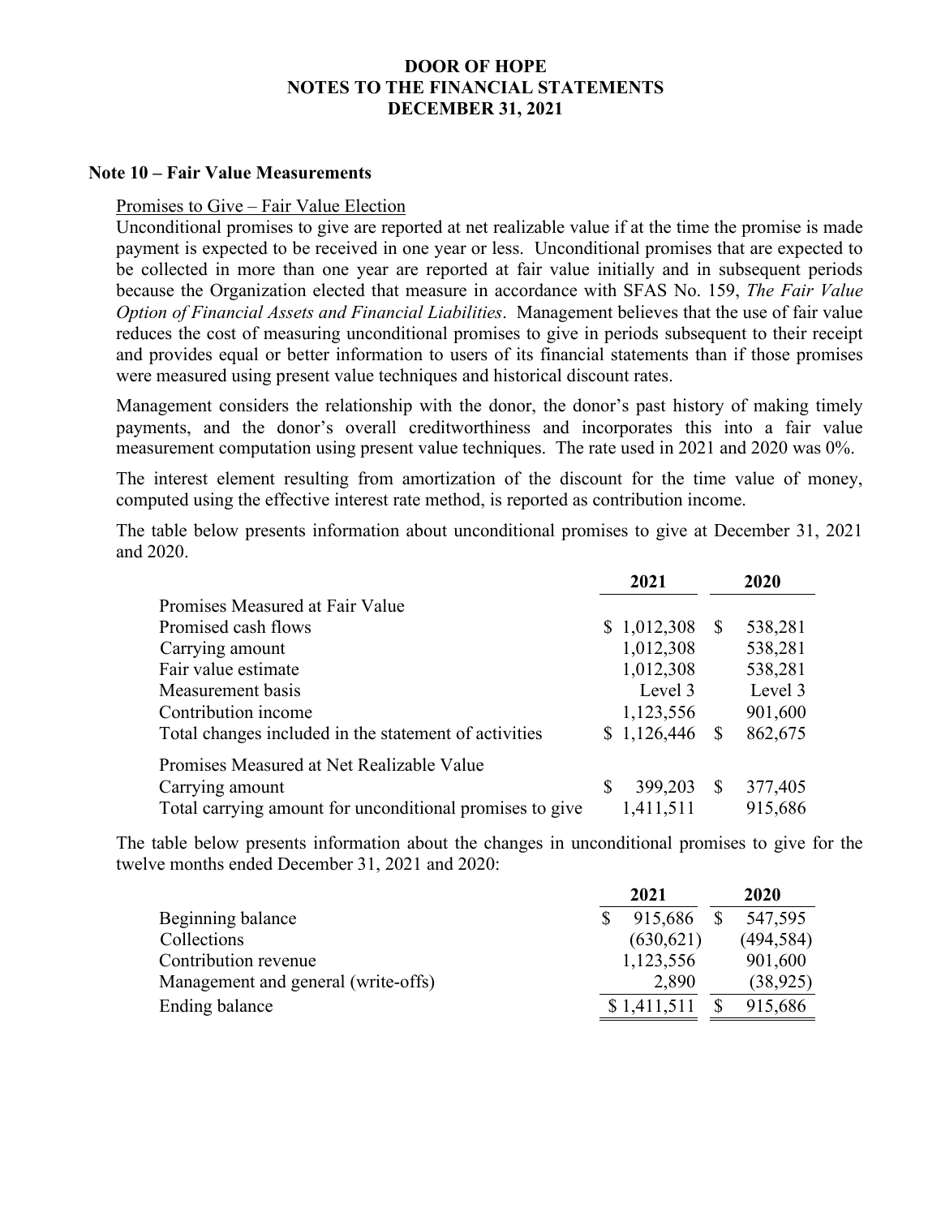**DOOR OF HOPE**
**NOTES TO THE FINANCIAL STATEMENTS**
**DECEMBER 31, 2021**

## Note 10 – Fair Value Measurements

Promises to Give – Fair Value Election

Unconditional promises to give are reported at net realizable value if at the time the promise is made payment is expected to be received in one year or less. Unconditional promises that are expected to be collected in more than one year are reported at fair value initially and in subsequent periods because the Organization elected that measure in accordance with SFAS No. 159, *The Fair Value Option of Financial Assets and Financial Liabilities*. Management believes that the use of fair value reduces the cost of measuring unconditional promises to give in periods subsequent to their receipt and provides equal or better information to users of its financial statements than if those promises were measured using present value techniques and historical discount rates.

Management considers the relationship with the donor, the donor's past history of making timely payments, and the donor's overall creditworthiness and incorporates this into a fair value measurement computation using present value techniques. The rate used in 2021 and 2020 was 0%.

The interest element resulting from amortization of the discount for the time value of money, computed using the effective interest rate method, is reported as contribution income.

The table below presents information about unconditional promises to give at December 31, 2021 and 2020.

| | 2021 | 2020 |
|---|---|---|
| Promises Measured at Fair Value | | |
| Promised cash flows | $ 1,012,308 | $ 538,281 |
| Carrying amount | 1,012,308 | 538,281 |
| Fair value estimate | 1,012,308 | 538,281 |
| Measurement basis | Level 3 | Level 3 |
| Contribution income | 1,123,556 | 901,600 |
| Total changes included in the statement of activities | $ 1,126,446 | $ 862,675 |
| Promises Measured at Net Realizable Value | | |
| Carrying amount | $ 399,203 | $ 377,405 |
| Total carrying amount for unconditional promises to give | 1,411,511 | 915,686 |

The table below presents information about the changes in unconditional promises to give for the twelve months ended December 31, 2021 and 2020:

| | 2021 | 2020 |
|---|---|---|
| Beginning balance | $ 915,686 | $ 547,595 |
| Collections | (630,621) | (494,584) |
| Contribution revenue | 1,123,556 | 901,600 |
| Management and general (write-offs) | 2,890 | (38,925) |
| Ending balance | $ 1,411,511 | $ 915,686 |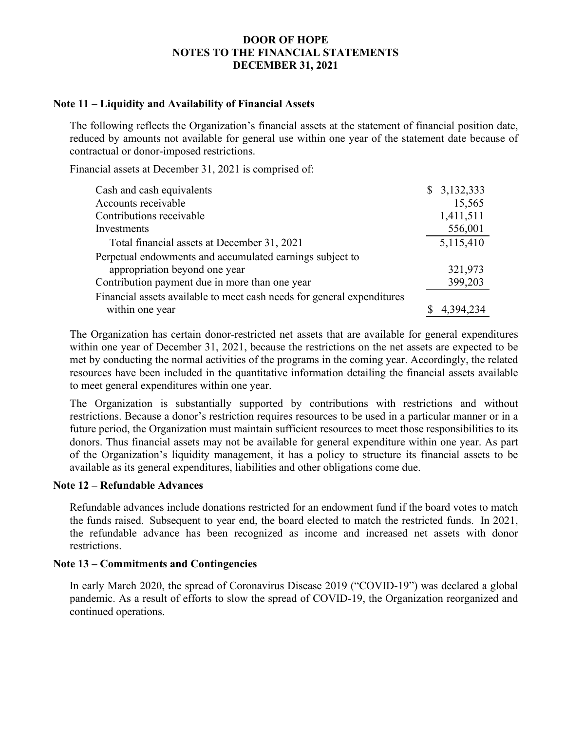# DOOR OF HOPE
## NOTES TO THE FINANCIAL STATEMENTS
## DECEMBER 31, 2021

### Note 11 – Liquidity and Availability of Financial Assets

The following reflects the Organization's financial assets at the statement of financial position date, reduced by amounts not available for general use within one year of the statement date because of contractual or donor-imposed restrictions.

Financial assets at December 31, 2021 is comprised of:

| | |
|---|---|
| Cash and cash equivalents | $ 3,132,333 |
| Accounts receivable | 15,565 |
| Contributions receivable | 1,411,511 |
| Investments | 556,001 |
| Total financial assets at December 31, 2021 | 5,115,410 |
| Perpetual endowments and accumulated earnings subject to appropriation beyond one year | 321,973 |
| Contribution payment due in more than one year | 399,203 |
| Financial assets available to meet cash needs for general expenditures within one year | $ 4,394,234 |

The Organization has certain donor-restricted net assets that are available for general expenditures within one year of December 31, 2021, because the restrictions on the net assets are expected to be met by conducting the normal activities of the programs in the coming year. Accordingly, the related resources have been included in the quantitative information detailing the financial assets available to meet general expenditures within one year.

The Organization is substantially supported by contributions with restrictions and without restrictions. Because a donor's restriction requires resources to be used in a particular manner or in a future period, the Organization must maintain sufficient resources to meet those responsibilities to its donors. Thus financial assets may not be available for general expenditure within one year. As part of the Organization's liquidity management, it has a policy to structure its financial assets to be available as its general expenditures, liabilities and other obligations come due.

### Note 12 – Refundable Advances

Refundable advances include donations restricted for an endowment fund if the board votes to match the funds raised. Subsequent to year end, the board elected to match the restricted funds. In 2021, the refundable advance has been recognized as income and increased net assets with donor restrictions.

### Note 13 – Commitments and Contingencies

In early March 2020, the spread of Coronavirus Disease 2019 ("COVID-19") was declared a global pandemic. As a result of efforts to slow the spread of COVID-19, the Organization reorganized and continued operations.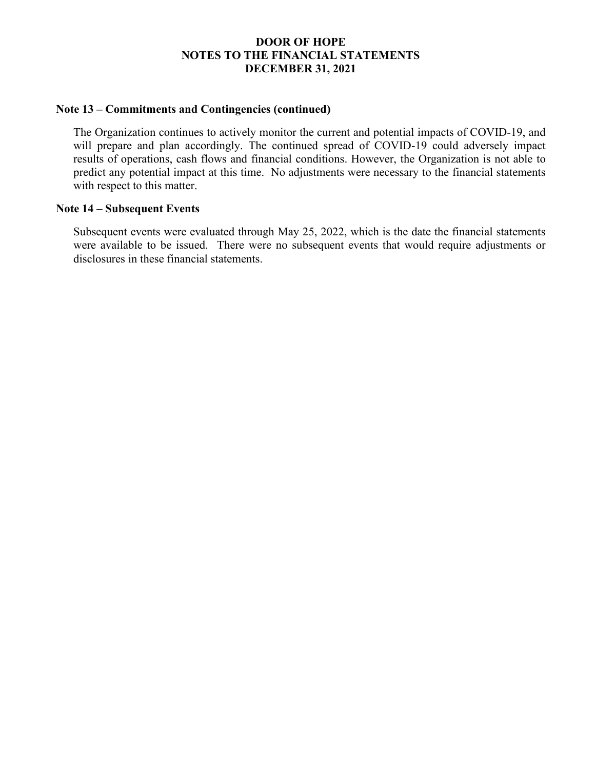## Note 13 – Commitments and Contingencies (continued)

The Organization continues to actively monitor the current and potential impacts of COVID-19, and will prepare and plan accordingly. The continued spread of COVID-19 could adversely impact results of operations, cash flows and financial conditions. However, the Organization is not able to predict any potential impact at this time. No adjustments were necessary to the financial statements with respect to this matter.

## Note 14 – Subsequent Events

Subsequent events were evaluated through May 25, 2022, which is the date the financial statements were available to be issued. There were no subsequent events that would require adjustments or disclosures in these financial statements.